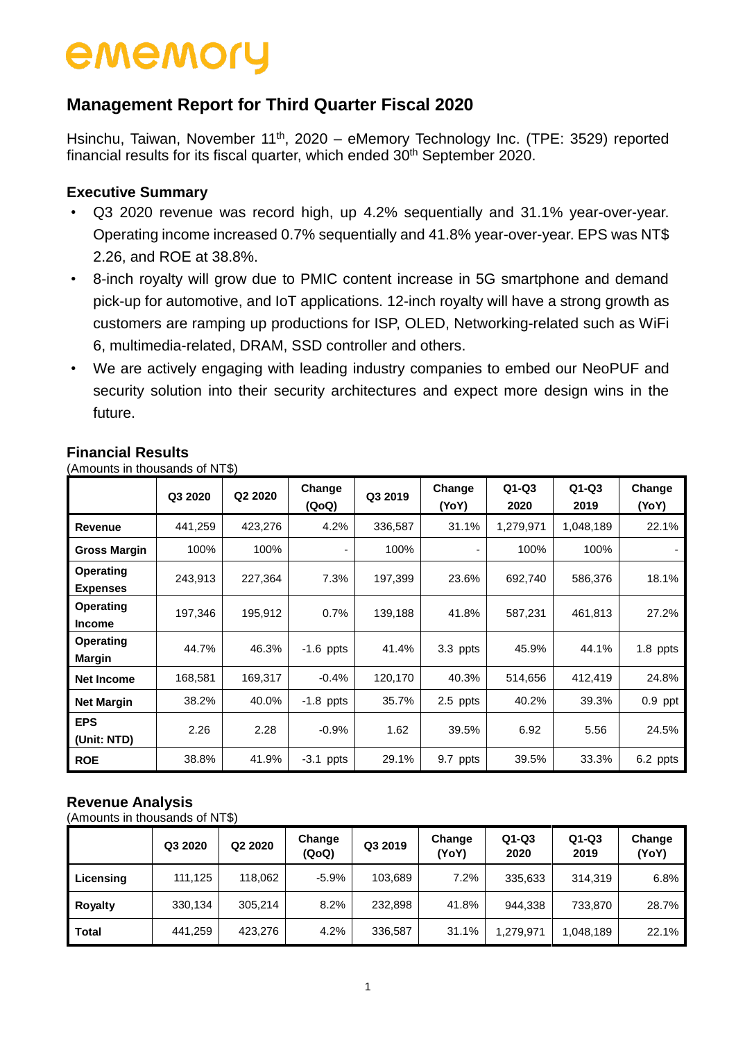ememory

# Management Report for Third Quarter Fiscal 2020

Hsinchu, Taiwan, November 11th, 2020 – eMemory Technology Inc. (TPE: 3529) reported financial results for its fiscal quarter, which ended 30th September 2020.

### Executive Summary

- Q3 2020 revenue was record high, up 4.2% sequentially and 31.1% year-over-year. Operating income increased 0.7% sequentially and 41.8% year-over-year. EPS was NT$ 2.26, and ROE at 38.8%.
- 8-inch royalty will grow due to PMIC content increase in 5G smartphone and demand pick-up for automotive, and IoT applications. 12-inch royalty will have a strong growth as customers are ramping up productions for ISP, OLED, Networking-related such as WiFi 6, multimedia-related, DRAM, SSD controller and others.
- We are actively engaging with leading industry companies to embed our NeoPUF and security solution into their security architectures and expect more design wins in the future.

### Financial Results

(Amounts in thousands of NT$)

| | Q3 2020 | Q2 2020 | Change (QoQ) | Q3 2019 | Change (YoY) | Q1-Q3 2020 | Q1-Q3 2019 | Change (YoY) |
|---|---|---|---|---|---|---|---|---|
| **Revenue** | 441,259 | 423,276 | 4.2% | 336,587 | 31.1% | 1,279,971 | 1,048,189 | 22.1% |
| **Gross Margin** | 100% | 100% | - | 100% | - | 100% | 100% | - |
| **Operating Expenses** | 243,913 | 227,364 | 7.3% | 197,399 | 23.6% | 692,740 | 586,376 | 18.1% |
| **Operating Income** | 197,346 | 195,912 | 0.7% | 139,188 | 41.8% | 587,231 | 461,813 | 27.2% |
| **Operating Margin** | 44.7% | 46.3% | -1.6 ppts | 41.4% | 3.3 ppts | 45.9% | 44.1% | 1.8 ppts |
| **Net Income** | 168,581 | 169,317 | -0.4% | 120,170 | 40.3% | 514,656 | 412,419 | 24.8% |
| **Net Margin** | 38.2% | 40.0% | -1.8 ppts | 35.7% | 2.5 ppts | 40.2% | 39.3% | 0.9 ppt |
| **EPS (Unit: NTD)** | 2.26 | 2.28 | -0.9% | 1.62 | 39.5% | 6.92 | 5.56 | 24.5% |
| **ROE** | 38.8% | 41.9% | -3.1 ppts | 29.1% | 9.7 ppts | 39.5% | 33.3% | 6.2 ppts |

### Revenue Analysis

(Amounts in thousands of NT$)

| | Q3 2020 | Q2 2020 | Change (QoQ) | Q3 2019 | Change (YoY) | Q1-Q3 2020 | Q1-Q3 2019 | Change (YoY) |
|---|---|---|---|---|---|---|---|---|
| **Licensing** | 111,125 | 118,062 | -5.9% | 103,689 | 7.2% | 335,633 | 314,319 | 6.8% |
| **Royalty** | 330,134 | 305,214 | 8.2% | 232,898 | 41.8% | 944,338 | 733,870 | 28.7% |
| **Total** | 441,259 | 423,276 | 4.2% | 336,587 | 31.1% | 1,279,971 | 1,048,189 | 22.1% |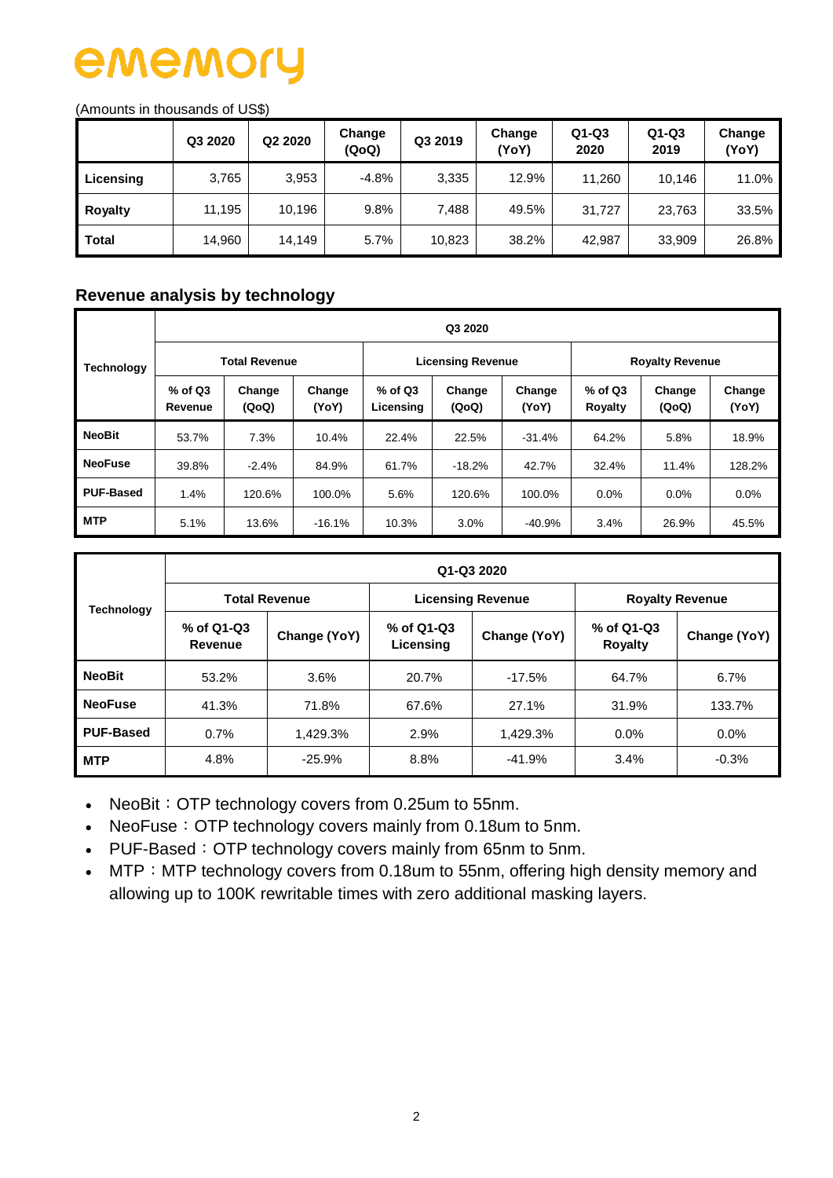# ememory

(Amounts in thousands of US$)

| | Q3 2020 | Q2 2020 | Change (QoQ) | Q3 2019 | Change (YoY) | Q1-Q3 2020 | Q1-Q3 2019 | Change (YoY) |
|---|---|---|---|---|---|---|---|---|
| Licensing | 3,765 | 3,953 | -4.8% | 3,335 | 12.9% | 11,260 | 10,146 | 11.0% |
| Royalty | 11,195 | 10,196 | 9.8% | 7,488 | 49.5% | 31,727 | 23,763 | 33.5% |
| Total | 14,960 | 14,149 | 5.7% | 10,823 | 38.2% | 42,987 | 33,909 | 26.8% |

## Revenue analysis by technology

| Technology | Q3 2020 | | | | | | | | |
|---|---|---|---|---|---|---|---|---|---|
| | Total Revenue | | | Licensing Revenue | | | Royalty Revenue | | |
| | % of Q3 Revenue | Change (QoQ) | Change (YoY) | % of Q3 Licensing | Change (QoQ) | Change (YoY) | % of Q3 Royalty | Change (QoQ) | Change (YoY) |
| NeoBit | 53.7% | 7.3% | 10.4% | 22.4% | 22.5% | -31.4% | 64.2% | 5.8% | 18.9% |
| NeoFuse | 39.8% | -2.4% | 84.9% | 61.7% | -18.2% | 42.7% | 32.4% | 11.4% | 128.2% |
| PUF-Based | 1.4% | 120.6% | 100.0% | 5.6% | 120.6% | 100.0% | 0.0% | 0.0% | 0.0% |
| MTP | 5.1% | 13.6% | -16.1% | 10.3% | 3.0% | -40.9% | 3.4% | 26.9% | 45.5% |

| Technology | Q1-Q3 2020 | | | | | |
|---|---|---|---|---|---|---|
| | Total Revenue | | Licensing Revenue | | Royalty Revenue | |
| | % of Q1-Q3 Revenue | Change (YoY) | % of Q1-Q3 Licensing | Change (YoY) | % of Q1-Q3 Royalty | Change (YoY) |
| NeoBit | 53.2% | 3.6% | 20.7% | -17.5% | 64.7% | 6.7% |
| NeoFuse | 41.3% | 71.8% | 67.6% | 27.1% | 31.9% | 133.7% |
| PUF-Based | 0.7% | 1,429.3% | 2.9% | 1,429.3% | 0.0% | 0.0% |
| MTP | 4.8% | -25.9% | 8.8% | -41.9% | 3.4% | -0.3% |

- NeoBit：OTP technology covers from 0.25um to 55nm.
- NeoFuse：OTP technology covers mainly from 0.18um to 5nm.
- PUF-Based：OTP technology covers mainly from 65nm to 5nm.
- MTP：MTP technology covers from 0.18um to 55nm, offering high density memory and allowing up to 100K rewritable times with zero additional masking layers.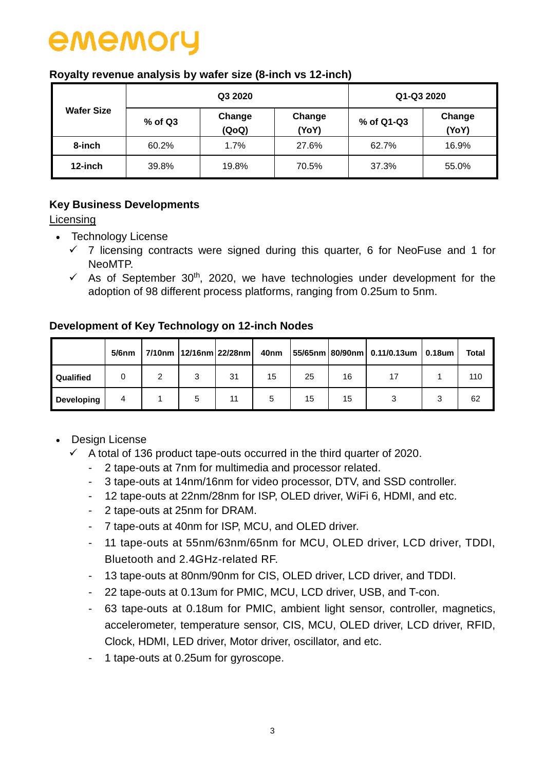ememory

**Royalty revenue analysis by wafer size (8-inch vs 12-inch)**

| Wafer Size | Q3 2020 | | | Q1-Q3 2020 | |
|---|---|---|---|---|---|
| | % of Q3 | Change (QoQ) | Change (YoY) | % of Q1-Q3 | Change (YoY) |
| 8-inch | 60.2% | 1.7% | 27.6% | 62.7% | 16.9% |
| 12-inch | 39.8% | 19.8% | 70.5% | 37.3% | 55.0% |

**Key Business Developments**

Licensing

- Technology License
  - ✓ 7 licensing contracts were signed during this quarter, 6 for NeoFuse and 1 for NeoMTP.
  - ✓ As of September 30th, 2020, we have technologies under development for the adoption of 98 different process platforms, ranging from 0.25um to 5nm.

**Development of Key Technology on 12-inch Nodes**

| | 5/6nm | 7/10nm | 12/16nm | 22/28nm | 40nm | 55/65nm | 80/90nm | 0.11/0.13um | 0.18um | Total |
|---|---|---|---|---|---|---|---|---|---|---|
| Qualified | 0 | 2 | 3 | 31 | 15 | 25 | 16 | 17 | 1 | 110 |
| Developing | 4 | 1 | 5 | 11 | 5 | 15 | 15 | 3 | 3 | 62 |

- Design License
  - ✓ A total of 136 product tape-outs occurred in the third quarter of 2020.
    - 2 tape-outs at 7nm for multimedia and processor related.
    - 3 tape-outs at 14nm/16nm for video processor, DTV, and SSD controller.
    - 12 tape-outs at 22nm/28nm for ISP, OLED driver, WiFi 6, HDMI, and etc.
    - 2 tape-outs at 25nm for DRAM.
    - 7 tape-outs at 40nm for ISP, MCU, and OLED driver.
    - 11 tape-outs at 55nm/63nm/65nm for MCU, OLED driver, LCD driver, TDDI, Bluetooth and 2.4GHz-related RF.
    - 13 tape-outs at 80nm/90nm for CIS, OLED driver, LCD driver, and TDDI.
    - 22 tape-outs at 0.13um for PMIC, MCU, LCD driver, USB, and T-con.
    - 63 tape-outs at 0.18um for PMIC, ambient light sensor, controller, magnetics, accelerometer, temperature sensor, CIS, MCU, OLED driver, LCD driver, RFID, Clock, HDMI, LED driver, Motor driver, oscillator, and etc.
    - 1 tape-outs at 0.25um for gyroscope.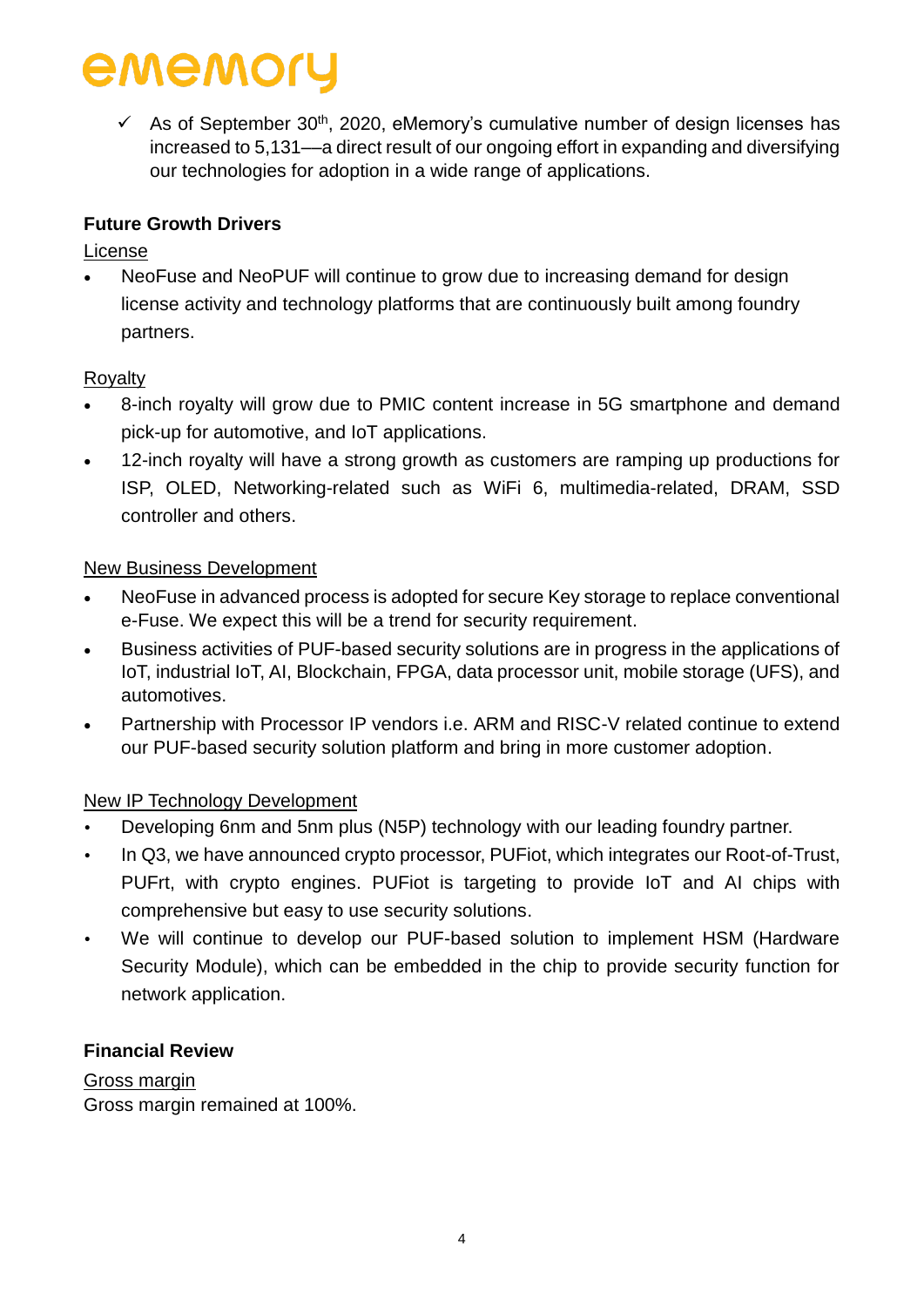- ✓ As of September 30th, 2020, eMemory's cumulative number of design licenses has increased to 5,131—a direct result of our ongoing effort in expanding and diversifying our technologies for adoption in a wide range of applications.

**Future Growth Drivers**

License

- NeoFuse and NeoPUF will continue to grow due to increasing demand for design license activity and technology platforms that are continuously built among foundry partners.

Royalty

- 8-inch royalty will grow due to PMIC content increase in 5G smartphone and demand pick-up for automotive, and IoT applications.
- 12-inch royalty will have a strong growth as customers are ramping up productions for ISP, OLED, Networking-related such as WiFi 6, multimedia-related, DRAM, SSD controller and others.

New Business Development

- NeoFuse in advanced process is adopted for secure Key storage to replace conventional e-Fuse. We expect this will be a trend for security requirement.
- Business activities of PUF-based security solutions are in progress in the applications of IoT, industrial IoT, AI, Blockchain, FPGA, data processor unit, mobile storage (UFS), and automotives.
- Partnership with Processor IP vendors i.e. ARM and RISC-V related continue to extend our PUF-based security solution platform and bring in more customer adoption.

New IP Technology Development

- Developing 6nm and 5nm plus (N5P) technology with our leading foundry partner.
- In Q3, we have announced crypto processor, PUFiot, which integrates our Root-of-Trust, PUFrt, with crypto engines. PUFiot is targeting to provide IoT and AI chips with comprehensive but easy to use security solutions.
- We will continue to develop our PUF-based solution to implement HSM (Hardware Security Module), which can be embedded in the chip to provide security function for network application.

**Financial Review**

Gross margin

Gross margin remained at 100%.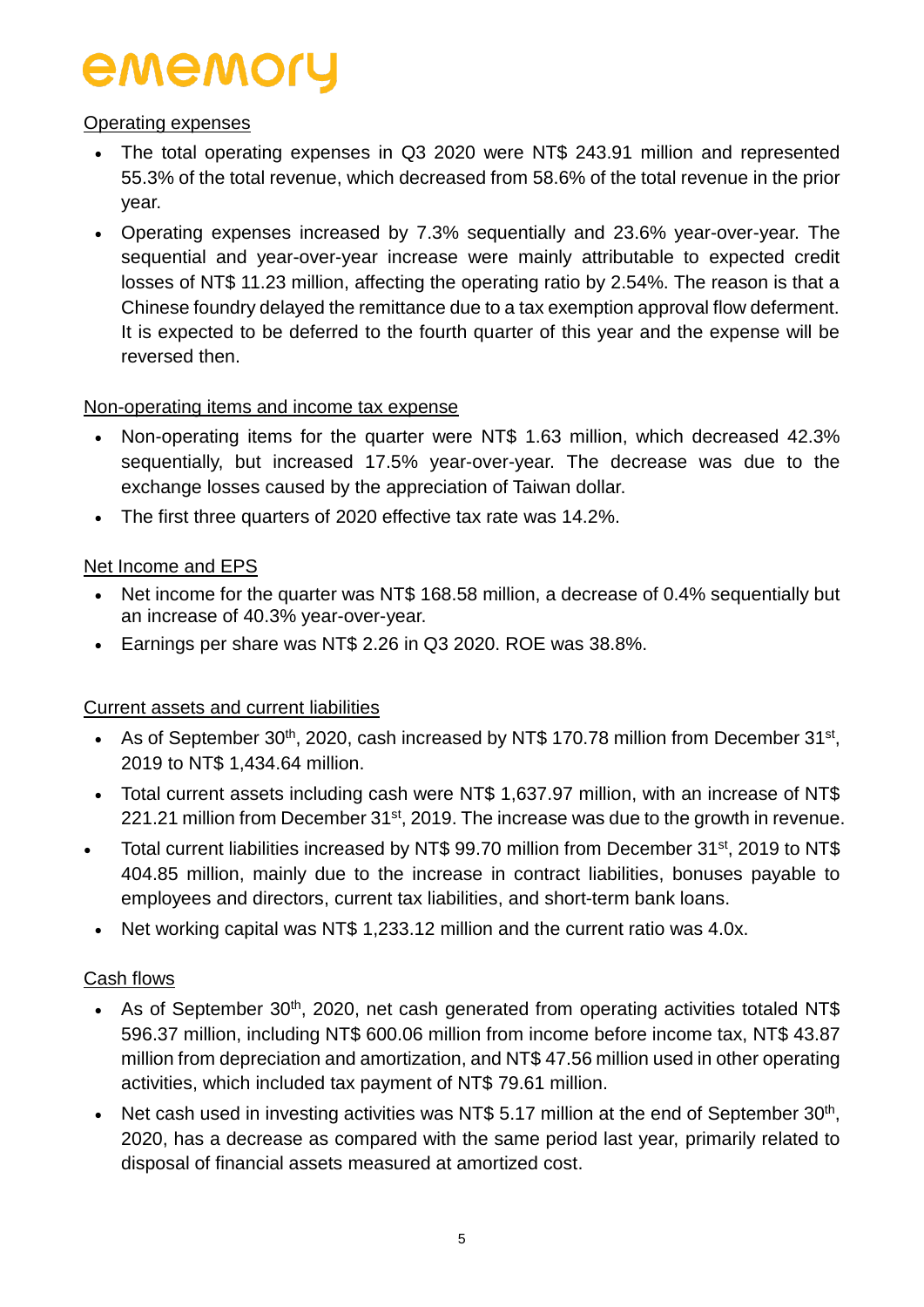## Operating expenses

- The total operating expenses in Q3 2020 were NT$ 243.91 million and represented 55.3% of the total revenue, which decreased from 58.6% of the total revenue in the prior year.
- Operating expenses increased by 7.3% sequentially and 23.6% year-over-year. The sequential and year-over-year increase were mainly attributable to expected credit losses of NT$ 11.23 million, affecting the operating ratio by 2.54%. The reason is that a Chinese foundry delayed the remittance due to a tax exemption approval flow deferment. It is expected to be deferred to the fourth quarter of this year and the expense will be reversed then.

## Non-operating items and income tax expense

- Non-operating items for the quarter were NT$ 1.63 million, which decreased 42.3% sequentially, but increased 17.5% year-over-year. The decrease was due to the exchange losses caused by the appreciation of Taiwan dollar.
- The first three quarters of 2020 effective tax rate was 14.2%.

## Net Income and EPS

- Net income for the quarter was NT$ 168.58 million, a decrease of 0.4% sequentially but an increase of 40.3% year-over-year.
- Earnings per share was NT$ 2.26 in Q3 2020. ROE was 38.8%.

## Current assets and current liabilities

- As of September 30th, 2020, cash increased by NT$ 170.78 million from December 31st, 2019 to NT$ 1,434.64 million.
- Total current assets including cash were NT$ 1,637.97 million, with an increase of NT$ 221.21 million from December 31st, 2019. The increase was due to the growth in revenue.
- Total current liabilities increased by NT$ 99.70 million from December 31st, 2019 to NT$ 404.85 million, mainly due to the increase in contract liabilities, bonuses payable to employees and directors, current tax liabilities, and short-term bank loans.
- Net working capital was NT$ 1,233.12 million and the current ratio was 4.0x.

## Cash flows

- As of September 30th, 2020, net cash generated from operating activities totaled NT$ 596.37 million, including NT$ 600.06 million from income before income tax, NT$ 43.87 million from depreciation and amortization, and NT$ 47.56 million used in other operating activities, which included tax payment of NT$ 79.61 million.
- Net cash used in investing activities was NT$ 5.17 million at the end of September 30th, 2020, has a decrease as compared with the same period last year, primarily related to disposal of financial assets measured at amortized cost.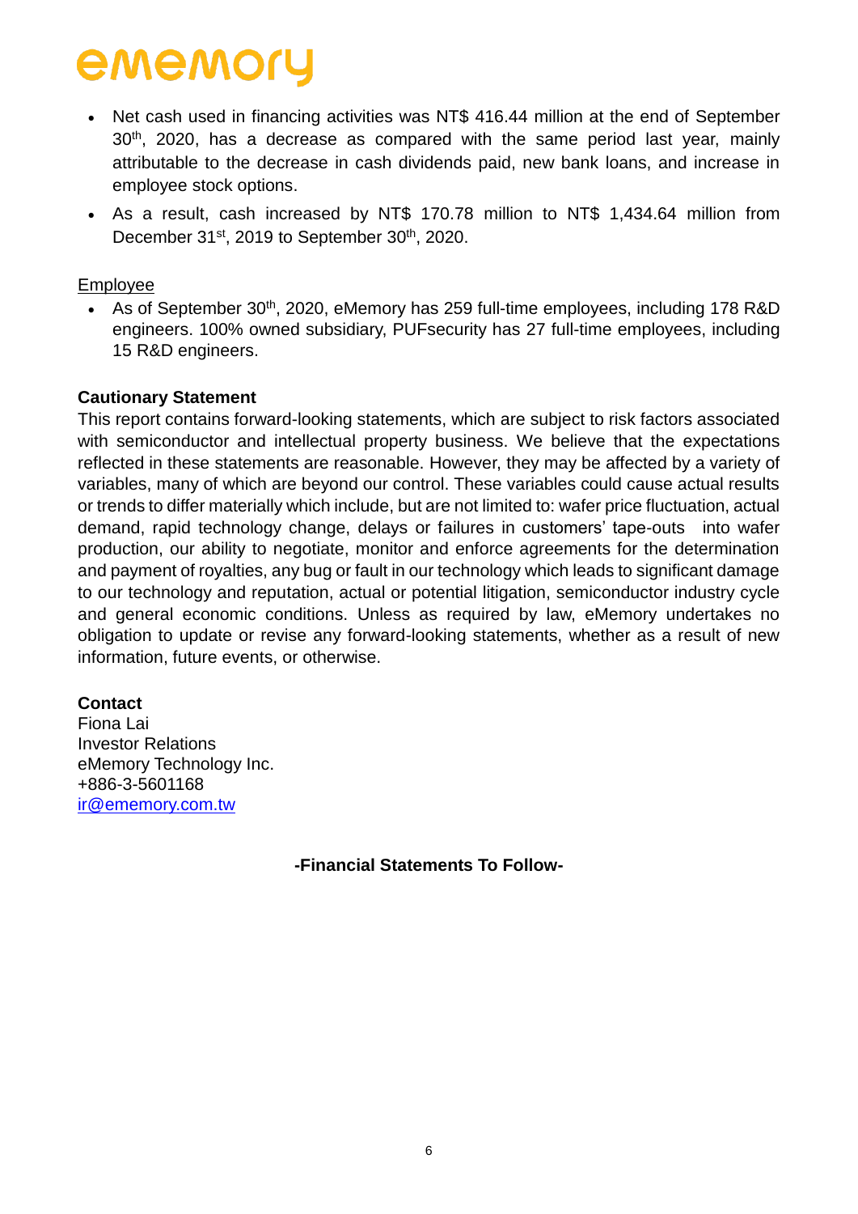- Net cash used in financing activities was NT$ 416.44 million at the end of September 30th, 2020, has a decrease as compared with the same period last year, mainly attributable to the decrease in cash dividends paid, new bank loans, and increase in employee stock options.
- As a result, cash increased by NT$ 170.78 million to NT$ 1,434.64 million from December 31st, 2019 to September 30th, 2020.

Employee

- As of September 30th, 2020, eMemory has 259 full-time employees, including 178 R&D engineers. 100% owned subsidiary, PUFsecurity has 27 full-time employees, including 15 R&D engineers.

**Cautionary Statement**

This report contains forward-looking statements, which are subject to risk factors associated with semiconductor and intellectual property business. We believe that the expectations reflected in these statements are reasonable. However, they may be affected by a variety of variables, many of which are beyond our control. These variables could cause actual results or trends to differ materially which include, but are not limited to: wafer price fluctuation, actual demand, rapid technology change, delays or failures in customers' tape-outs into wafer production, our ability to negotiate, monitor and enforce agreements for the determination and payment of royalties, any bug or fault in our technology which leads to significant damage to our technology and reputation, actual or potential litigation, semiconductor industry cycle and general economic conditions. Unless as required by law, eMemory undertakes no obligation to update or revise any forward-looking statements, whether as a result of new information, future events, or otherwise.

**Contact**

Fiona Lai
Investor Relations
eMemory Technology Inc.
+886-3-5601168
ir@ememory.com.tw

**-Financial Statements To Follow-**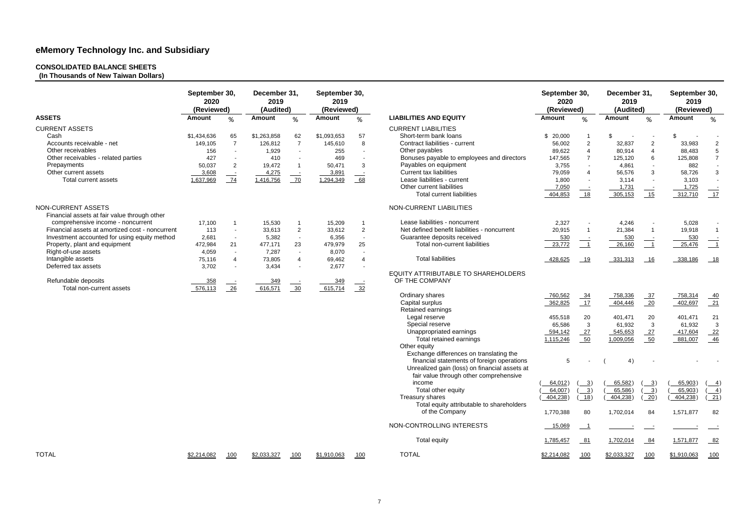# eMemory Technology Inc. and Subsidiary

## CONSOLIDATED BALANCE SHEETS

**(In Thousands of New Taiwan Dollars)**

| ASSETS | September 30, 2020 (Reviewed) Amount | % | December 31, 2019 (Audited) Amount | % | September 30, 2019 (Reviewed) Amount | % |
|---|---|---|---|---|---|---|
| CURRENT ASSETS | | | | | | |
| Cash | $1,434,636 | 65 | $1,263,858 | 62 | $1,093,653 | 57 |
| Accounts receivable - net | 149,105 | 7 | 126,812 | 7 | 145,610 | 8 |
| Other receivables | 156 | - | 1,929 | - | 255 | - |
| Other receivables - related parties | 427 | - | 410 | - | 469 | - |
| Prepayments | 50,037 | 2 | 19,472 | 1 | 50,471 | 3 |
| Other current assets | 3,608 | - | 4,275 | - | 3,891 | - |
| Total current assets | 1,637,969 | 74 | 1,416,756 | 70 | 1,294,349 | 68 |
| NON-CURRENT ASSETS | | | | | | |
| Financial assets at fair value through other comprehensive income - noncurrent | 17,100 | 1 | 15,530 | 1 | 15,209 | 1 |
| Financial assets at amortized cost - noncurrent | 113 | - | 33,613 | 2 | 33,612 | 2 |
| Investment accounted for using equity method | 2,681 | - | 5,382 | - | 6,356 | - |
| Property, plant and equipment | 472,984 | 21 | 477,171 | 23 | 479,979 | 25 |
| Right-of-use assets | 4,059 | - | 7,287 | - | 8,070 | - |
| Intangible assets | 75,116 | 4 | 73,805 | 4 | 69,462 | 4 |
| Deferred tax assets | 3,702 | - | 3,434 | - | 2,677 | - |
| Refundable deposits | 358 | - | 349 | - | 349 | - |
| Total non-current assets | 576,113 | 26 | 616,571 | 30 | 615,714 | 32 |
| TOTAL | $2,214,082 | 100 | $2,033,327 | 100 | $1,910,063 | 100 |

| LIABILITIES AND EQUITY | September 30, 2020 (Reviewed) Amount | % | December 31, 2019 (Audited) Amount | % | September 30, 2019 (Reviewed) Amount | % |
|---|---|---|---|---|---|---|
| CURRENT LIABILITIES | | | | | | |
| Short-term bank loans | $ 20,000 | 1 | $ - | - | $ - | - |
| Contract liabilities - current | 56,002 | 2 | 32,837 | 2 | 33,983 | 2 |
| Other payables | 89,622 | 4 | 80,914 | 4 | 88,483 | 5 |
| Bonuses payable to employees and directors | 147,565 | 7 | 125,120 | 6 | 125,808 | 7 |
| Payables on equipment | 3,755 | - | 4,861 | - | 882 | - |
| Current tax liabilities | 79,059 | 4 | 56,576 | 3 | 58,726 | 3 |
| Lease liabilities - current | 1,800 | - | 3,114 | - | 3,103 | - |
| Other current liabilities | 7,050 | - | 1,731 | - | 1,725 | - |
| Total current liabilities | 404,853 | 18 | 305,153 | 15 | 312,710 | 17 |
| NON-CURRENT LIABILITIES | | | | | | |
| Lease liabilities - noncurrent | 2,327 | - | 4,246 | - | 5,028 | - |
| Net defined benefit liabilities - noncurrent | 20,915 | 1 | 21,384 | 1 | 19,918 | 1 |
| Guarantee deposits received | 530 | - | 530 | - | 530 | - |
| Total non-current liabilities | 23,772 | 1 | 26,160 | 1 | 25,476 | 1 |
| Total liabilities | 428,625 | 19 | 331,313 | 16 | 338,186 | 18 |
| EQUITY ATTRIBUTABLE TO SHAREHOLDERS OF THE COMPANY | | | | | | |
| Ordinary shares | 760,562 | 34 | 758,336 | 37 | 758,314 | 40 |
| Capital surplus | 362,825 | 17 | 404,446 | 20 | 402,697 | 21 |
| Retained earnings | | | | | | |
| Legal reserve | 455,518 | 20 | 401,471 | 20 | 401,471 | 21 |
| Special reserve | 65,586 | 3 | 61,932 | 3 | 61,932 | 3 |
| Unappropriated earnings | 594,142 | 27 | 545,653 | 27 | 417,604 | 22 |
| Total retained earnings | 1,115,246 | 50 | 1,009,056 | 50 | 881,007 | 46 |
| Other equity | | | | | | |
| Exchange differences on translating the financial statements of foreign operations | 5 | - | ( 4) | - | - | - |
| Unrealized gain (loss) on financial assets at fair value through other comprehensive income | ( 64,012) | ( 3) | ( 65,582) | ( 3) | ( 65,903) | ( 4) |
| Total other equity | ( 64,007) | ( 3) | ( 65,586) | ( 3) | ( 65,903) | ( 4) |
| Treasury shares | ( 404,238) | ( 18) | ( 404,238) | ( 20) | ( 404,238) | ( 21) |
| Total equity attributable to shareholders of the Company | 1,770,388 | 80 | 1,702,014 | 84 | 1,571,877 | 82 |
| NON-CONTROLLING INTERESTS | 15,069 | 1 | - | - | - | - |
| Total equity | 1,785,457 | 81 | 1,702,014 | 84 | 1,571,877 | 82 |
| TOTAL | $2,214,082 | 100 | $2,033,327 | 100 | $1,910,063 | 100 |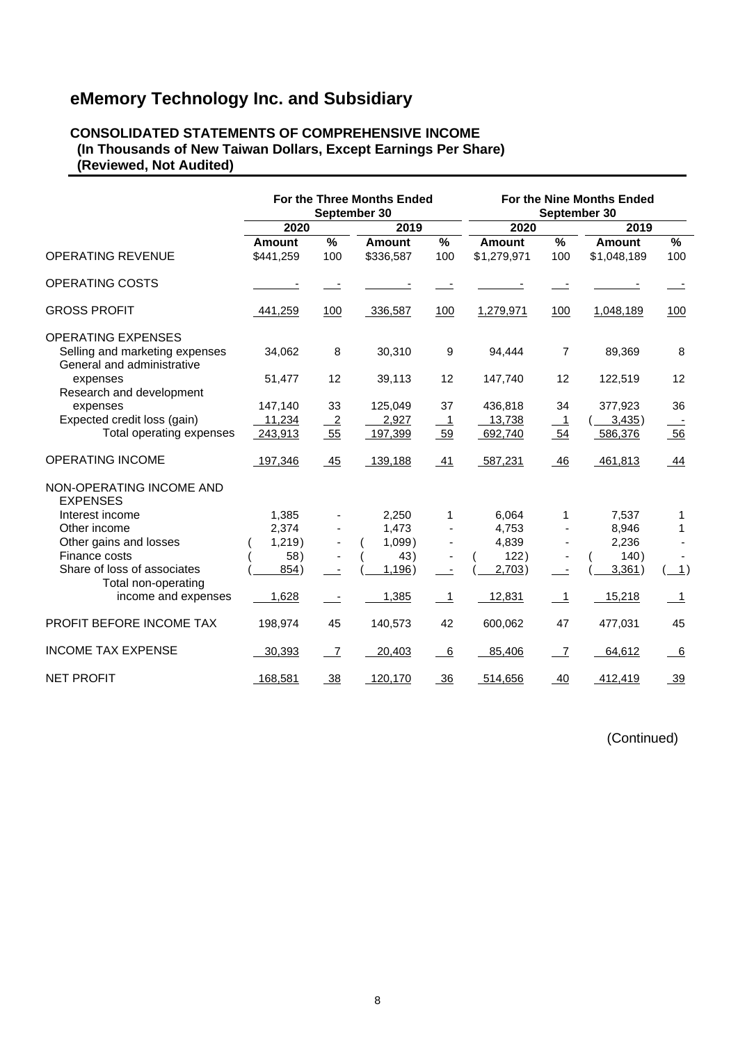# eMemory Technology Inc. and Subsidiary

**CONSOLIDATED STATEMENTS OF COMPREHENSIVE INCOME**
**(In Thousands of New Taiwan Dollars, Except Earnings Per Share)**
**(Reviewed, Not Audited)**

| | For the Three Months Ended September 30 | | | | For the Nine Months Ended September 30 | | | |
|---|---|---|---|---|---|---|---|---|
| | 2020 | | 2019 | | 2020 | | 2019 | |
| | Amount | % | Amount | % | Amount | % | Amount | % |
| OPERATING REVENUE | $441,259 | 100 | $336,587 | 100 | $1,279,971 | 100 | $1,048,189 | 100 |
| OPERATING COSTS | - | - | - | - | - | - | - | - |
| GROSS PROFIT | 441,259 | 100 | 336,587 | 100 | 1,279,971 | 100 | 1,048,189 | 100 |
| OPERATING EXPENSES | | | | | | | | |
| Selling and marketing expenses | 34,062 | 8 | 30,310 | 9 | 94,444 | 7 | 89,369 | 8 |
| General and administrative expenses | 51,477 | 12 | 39,113 | 12 | 147,740 | 12 | 122,519 | 12 |
| Research and development expenses | 147,140 | 33 | 125,049 | 37 | 436,818 | 34 | 377,923 | 36 |
| Expected credit loss (gain) | 11,234 | 2 | 2,927 | 1 | 13,738 | 1 | (3,435) | - |
| Total operating expenses | 243,913 | 55 | 197,399 | 59 | 692,740 | 54 | 586,376 | 56 |
| OPERATING INCOME | 197,346 | 45 | 139,188 | 41 | 587,231 | 46 | 461,813 | 44 |
| NON-OPERATING INCOME AND EXPENSES | | | | | | | | |
| Interest income | 1,385 | - | 2,250 | 1 | 6,064 | 1 | 7,537 | 1 |
| Other income | 2,374 | - | 1,473 | - | 4,753 | - | 8,946 | 1 |
| Other gains and losses | (1,219) | - | (1,099) | - | 4,839 | - | 2,236 | - |
| Finance costs | (58) | - | (43) | - | (122) | - | (140) | - |
| Share of loss of associates | (854) | - | (1,196) | - | (2,703) | - | (3,361) | (1) |
| Total non-operating income and expenses | 1,628 | - | 1,385 | 1 | 12,831 | 1 | 15,218 | 1 |
| PROFIT BEFORE INCOME TAX | 198,974 | 45 | 140,573 | 42 | 600,062 | 47 | 477,031 | 45 |
| INCOME TAX EXPENSE | 30,393 | 7 | 20,403 | 6 | 85,406 | 7 | 64,612 | 6 |
| NET PROFIT | 168,581 | 38 | 120,170 | 36 | 514,656 | 40 | 412,419 | 39 |

(Continued)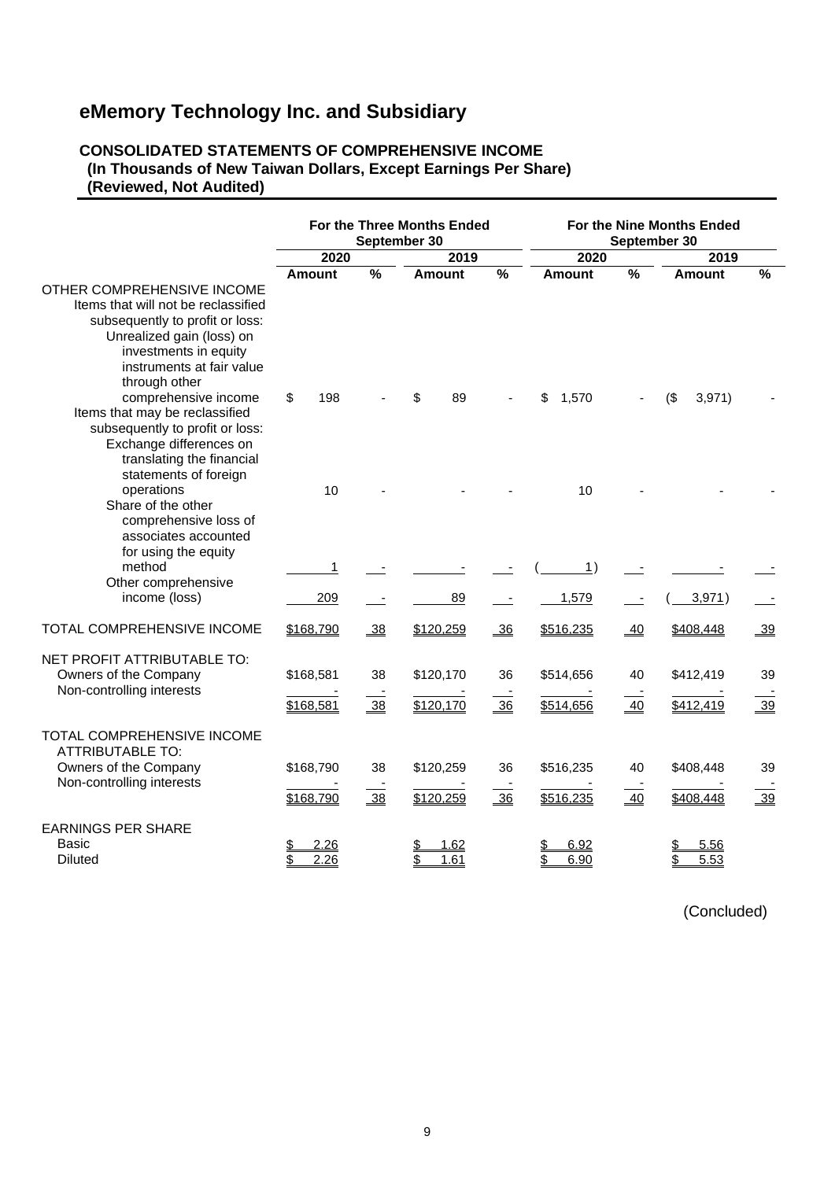# eMemory Technology Inc. and Subsidiary

**CONSOLIDATED STATEMENTS OF COMPREHENSIVE INCOME**
**(In Thousands of New Taiwan Dollars, Except Earnings Per Share)**
**(Reviewed, Not Audited)**

| | For the Three Months Ended September 30 | | | | For the Nine Months Ended September 30 | | | |
|---|---|---|---|---|---|---|---|---|
| | 2020 | | 2019 | | 2020 | | 2019 | |
| | Amount | % | Amount | % | Amount | % | Amount | % |
| OTHER COMPREHENSIVE INCOME | | | | | | | | |
| Items that will not be reclassified subsequently to profit or loss: | | | | | | | | |
| Unrealized gain (loss) on investments in equity instruments at fair value through other comprehensive income | $ 198 | - | $ 89 | - | $ 1,570 | - | ($ 3,971) | - |
| Items that may be reclassified subsequently to profit or loss: | | | | | | | | |
| Exchange differences on translating the financial statements of foreign operations | 10 | - | - | - | 10 | - | - | - |
| Share of the other comprehensive loss of associates accounted for using the equity method | 1 | - | - | - | ( 1) | - | - | - |
| Other comprehensive income (loss) | 209 | - | 89 | - | 1,579 | - | ( 3,971) | - |
| TOTAL COMPREHENSIVE INCOME | $168,790 | 38 | $120,259 | 36 | $516,235 | 40 | $408,448 | 39 |
| NET PROFIT ATTRIBUTABLE TO: | | | | | | | | |
| Owners of the Company | $168,581 | 38 | $120,170 | 36 | $514,656 | 40 | $412,419 | 39 |
| Non-controlling interests | - | - | - | - | - | - | - | - |
| | $168,581 | 38 | $120,170 | 36 | $514,656 | 40 | $412,419 | 39 |
| TOTAL COMPREHENSIVE INCOME ATTRIBUTABLE TO: | | | | | | | | |
| Owners of the Company | $168,790 | 38 | $120,259 | 36 | $516,235 | 40 | $408,448 | 39 |
| Non-controlling interests | - | - | - | - | - | - | - | - |
| | $168,790 | 38 | $120,259 | 36 | $516,235 | 40 | $408,448 | 39 |
| EARNINGS PER SHARE | | | | | | | | |
| Basic | $ 2.26 | | $ 1.62 | | $ 6.92 | | $ 5.56 | |
| Diluted | $ 2.26 | | $ 1.61 | | $ 6.90 | | $ 5.53 | |

(Concluded)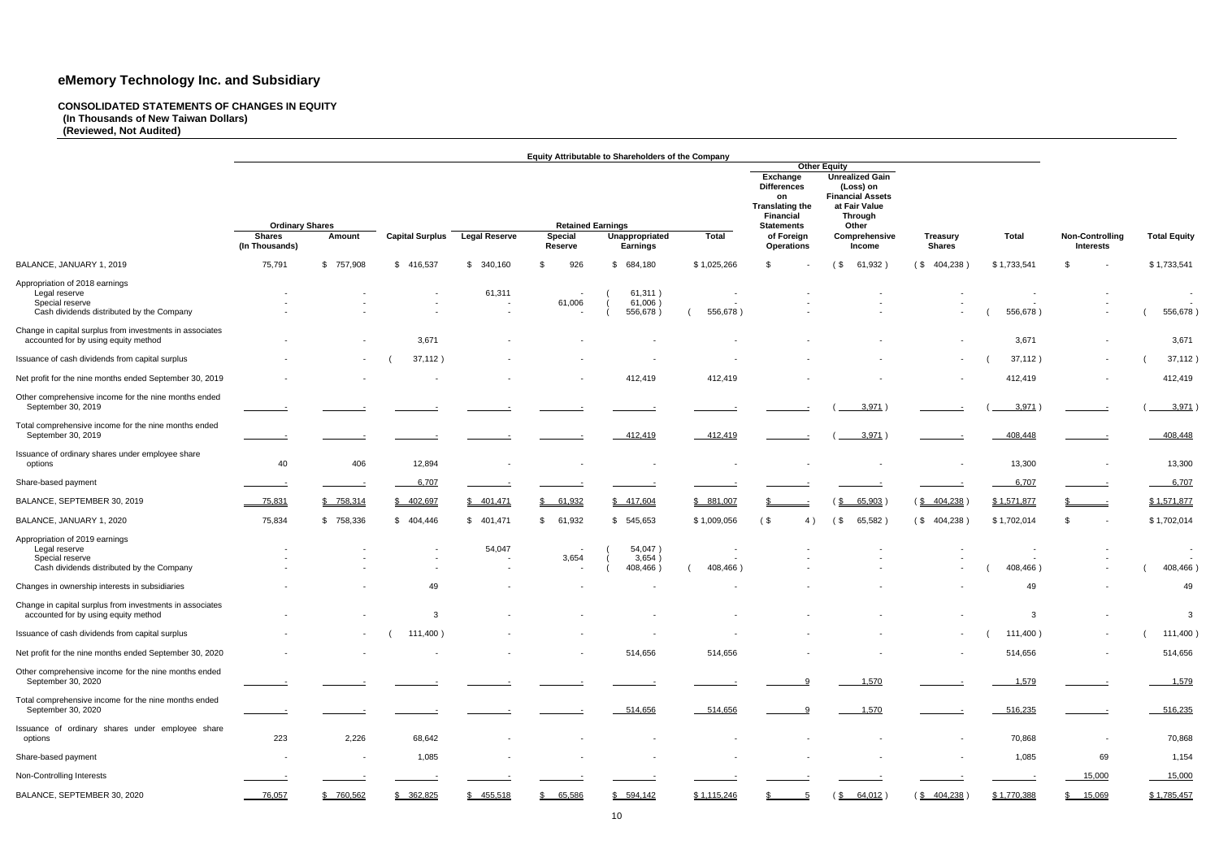# eMemory Technology Inc. and Subsidiary

**CONSOLIDATED STATEMENTS OF CHANGES IN EQUITY**
**(In Thousands of New Taiwan Dollars)**
**(Reviewed, Not Audited)**

| | Equity Attributable to Shareholders of the Company | | | | | | | | | | | | | |
|---|---|---|---|---|---|---|---|---|---|---|---|---|---|
| | Ordinary Shares | | | | Retained Earnings | | | Other Equity | | | | | | |
| | Shares (In Thousands) | Amount | Capital Surplus | Legal Reserve | Special Reserve | Unappropriated Earnings | Total | Exchange Differences on Translating the Financial Statements of Foreign Operations | Unrealized Gain (Loss) on Financial Assets at Fair Value Through Other Comprehensive Income | Treasury Shares | Total | Non-Controlling Interests | Total Equity |
| BALANCE, JANUARY 1, 2019 | 75,791 | $ 757,908 | $ 416,537 | $ 340,160 | $ 926 | $ 684,180 | $ 1,025,266 | $ - | ($ 61,932) | ($ 404,238) | $ 1,733,541 | $ - | $ 1,733,541 |
| Appropriation of 2018 earnings | | | | | | | | | | | | | |
| Legal reserve | - | - | - | 61,311 | - | (61,311) | - | - | - | - | - | - | - |
| Special reserve | - | - | - | - | 61,006 | (61,006) | - | - | - | - | - | - | - |
| Cash dividends distributed by the Company | - | - | - | - | - | (556,678) | (556,678) | - | - | - | (556,678) | - | (556,678) |
| Change in capital surplus from investments in associates accounted for by using equity method | - | - | 3,671 | - | - | - | - | - | - | - | 3,671 | - | 3,671 |
| Issuance of cash dividends from capital surplus | - | - | (37,112) | - | - | - | - | - | - | - | (37,112) | - | (37,112) |
| Net profit for the nine months ended September 30, 2019 | - | - | - | - | - | 412,419 | 412,419 | - | - | - | 412,419 | - | 412,419 |
| Other comprehensive income for the nine months ended September 30, 2019 | - | - | - | - | - | - | - | - | (3,971) | - | (3,971) | - | (3,971) |
| Total comprehensive income for the nine months ended September 30, 2019 | - | - | - | - | - | 412,419 | 412,419 | - | (3,971) | - | 408,448 | - | 408,448 |
| Issuance of ordinary shares under employee share options | 40 | 406 | 12,894 | - | - | - | - | - | - | - | 13,300 | - | 13,300 |
| Share-based payment | - | - | 6,707 | - | - | - | - | - | - | - | 6,707 | - | 6,707 |
| BALANCE, SEPTEMBER 30, 2019 | 75,831 | $ 758,314 | $ 402,697 | $ 401,471 | $ 61,932 | $ 417,604 | $ 881,007 | $ - | ($ 65,903) | ($ 404,238) | $ 1,571,877 | $ - | $ 1,571,877 |
| BALANCE, JANUARY 1, 2020 | 75,834 | $ 758,336 | $ 404,446 | $ 401,471 | $ 61,932 | $ 545,653 | $ 1,009,056 | ($ 4) | ($ 65,582) | ($ 404,238) | $ 1,702,014 | $ - | $ 1,702,014 |
| Appropriation of 2019 earnings | | | | | | | | | | | | | |
| Legal reserve | - | - | - | 54,047 | - | (54,047) | - | - | - | - | - | - | - |
| Special reserve | - | - | - | - | 3,654 | (3,654) | - | - | - | - | - | - | - |
| Cash dividends distributed by the Company | - | - | - | - | - | (408,466) | (408,466) | - | - | - | (408,466) | - | (408,466) |
| Changes in ownership interests in subsidiaries | - | - | 49 | - | - | - | - | - | - | - | 49 | - | 49 |
| Change in capital surplus from investments in associates accounted for by using equity method | - | - | 3 | - | - | - | - | - | - | - | 3 | - | 3 |
| Issuance of cash dividends from capital surplus | - | - | (111,400) | - | - | - | - | - | - | - | (111,400) | - | (111,400) |
| Net profit for the nine months ended September 30, 2020 | - | - | - | - | - | 514,656 | 514,656 | - | - | - | 514,656 | - | 514,656 |
| Other comprehensive income for the nine months ended September 30, 2020 | - | - | - | - | - | - | - | 9 | 1,570 | - | 1,579 | - | 1,579 |
| Total comprehensive income for the nine months ended September 30, 2020 | - | - | - | - | - | 514,656 | 514,656 | 9 | 1,570 | - | 516,235 | - | 516,235 |
| Issuance of ordinary shares under employee share options | 223 | 2,226 | 68,642 | - | - | - | - | - | - | - | 70,868 | - | 70,868 |
| Share-based payment | - | - | 1,085 | - | - | - | - | - | - | - | 1,085 | 69 | 1,154 |
| Non-Controlling Interests | - | - | - | - | - | - | - | - | - | - | - | 15,000 | 15,000 |
| BALANCE, SEPTEMBER 30, 2020 | 76,057 | $ 760,562 | $ 362,825 | $ 455,518 | $ 65,586 | $ 594,142 | $ 1,115,246 | $ 5 | ($ 64,012) | ($ 404,238) | $ 1,770,388 | $ 15,069 | $ 1,785,457 |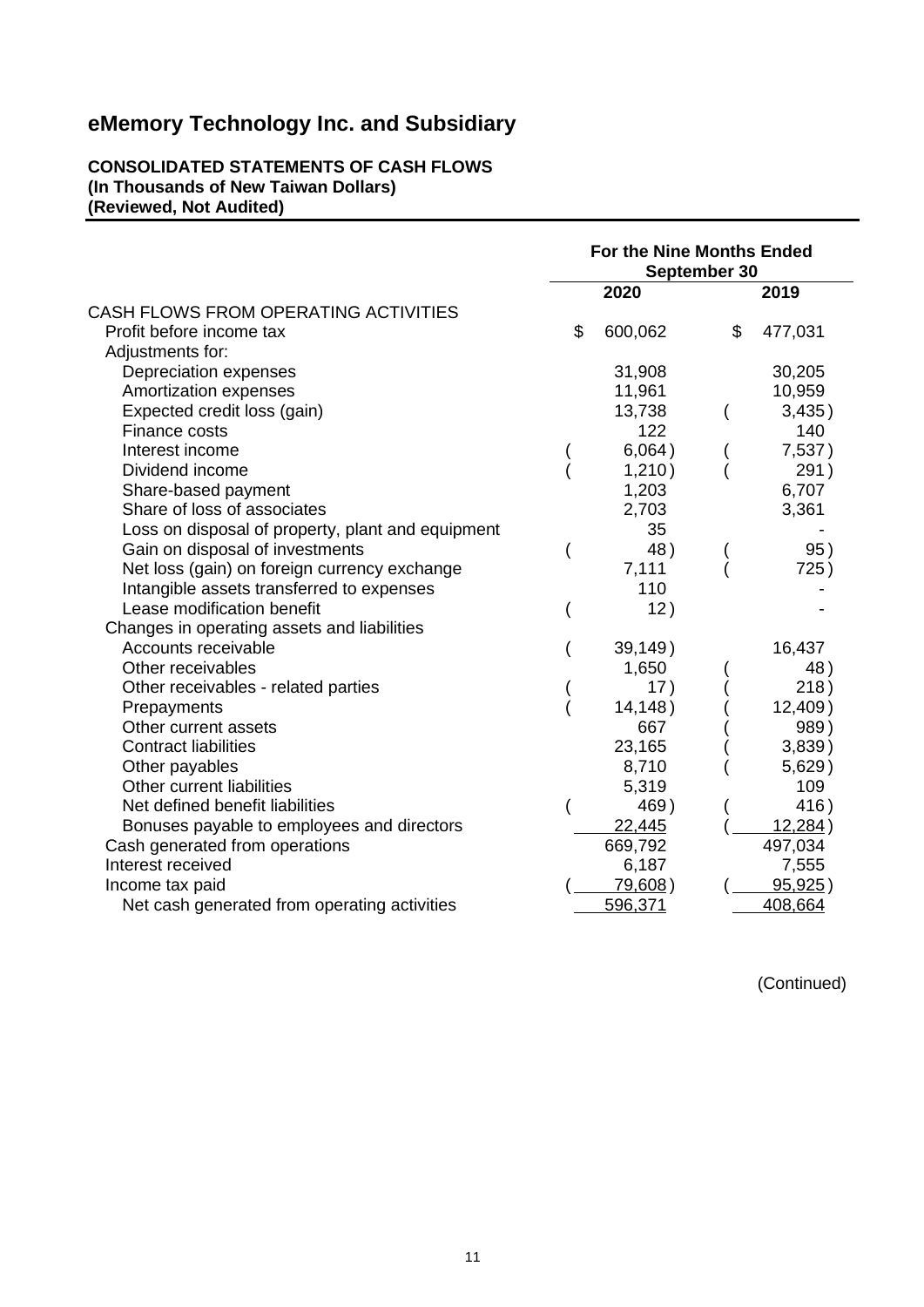# eMemory Technology Inc. and Subsidiary

**CONSOLIDATED STATEMENTS OF CASH FLOWS**
**(In Thousands of New Taiwan Dollars)**
**(Reviewed, Not Audited)**

| | For the Nine Months Ended September 30 | |
|---|---|---|
| | 2020 | 2019 |
| CASH FLOWS FROM OPERATING ACTIVITIES | | |
| Profit before income tax | $ 600,062 | $ 477,031 |
| Adjustments for: | | |
| Depreciation expenses | 31,908 | 30,205 |
| Amortization expenses | 11,961 | 10,959 |
| Expected credit loss (gain) | 13,738 | ( 3,435 ) |
| Finance costs | 122 | 140 |
| Interest income | ( 6,064 ) | ( 7,537 ) |
| Dividend income | ( 1,210 ) | ( 291 ) |
| Share-based payment | 1,203 | 6,707 |
| Share of loss of associates | 2,703 | 3,361 |
| Loss on disposal of property, plant and equipment | 35 | - |
| Gain on disposal of investments | ( 48 ) | ( 95 ) |
| Net loss (gain) on foreign currency exchange | 7,111 | ( 725 ) |
| Intangible assets transferred to expenses | 110 | - |
| Lease modification benefit | ( 12 ) | - |
| Changes in operating assets and liabilities | | |
| Accounts receivable | ( 39,149 ) | 16,437 |
| Other receivables | 1,650 | ( 48 ) |
| Other receivables - related parties | ( 17 ) | ( 218 ) |
| Prepayments | ( 14,148 ) | ( 12,409 ) |
| Other current assets | 667 | ( 989 ) |
| Contract liabilities | 23,165 | ( 3,839 ) |
| Other payables | 8,710 | ( 5,629 ) |
| Other current liabilities | 5,319 | 109 |
| Net defined benefit liabilities | ( 469 ) | ( 416 ) |
| Bonuses payable to employees and directors | 22,445 | ( 12,284 ) |
| Cash generated from operations | 669,792 | 497,034 |
| Interest received | 6,187 | 7,555 |
| Income tax paid | ( 79,608 ) | ( 95,925 ) |
| Net cash generated from operating activities | 596,371 | 408,664 |

(Continued)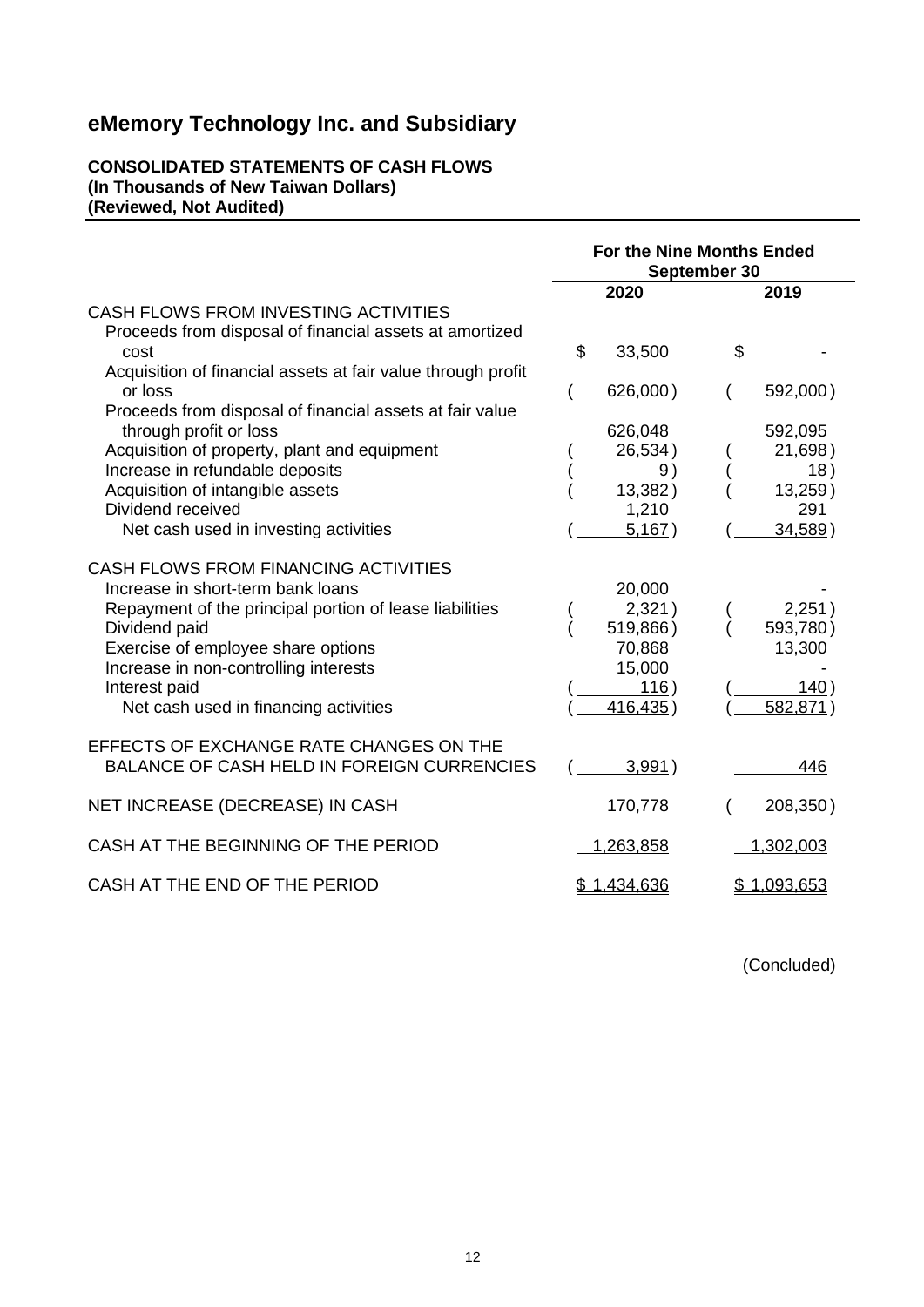# eMemory Technology Inc. and Subsidiary

**CONSOLIDATED STATEMENTS OF CASH FLOWS**
**(In Thousands of New Taiwan Dollars)**
**(Reviewed, Not Audited)**

| | For the Nine Months Ended September 30 | |
|---|---|---|
| | 2020 | 2019 |
| CASH FLOWS FROM INVESTING ACTIVITIES | | |
| Proceeds from disposal of financial assets at amortized cost | $ 33,500 | $ - |
| Acquisition of financial assets at fair value through profit or loss | ( 626,000 ) | ( 592,000 ) |
| Proceeds from disposal of financial assets at fair value through profit or loss | 626,048 | 592,095 |
| Acquisition of property, plant and equipment | ( 26,534 ) | ( 21,698 ) |
| Increase in refundable deposits | ( 9 ) | ( 18 ) |
| Acquisition of intangible assets | ( 13,382 ) | ( 13,259 ) |
| Dividend received | 1,210 | 291 |
| Net cash used in investing activities | ( 5,167 ) | ( 34,589 ) |
| CASH FLOWS FROM FINANCING ACTIVITIES | | |
| Increase in short-term bank loans | 20,000 | - |
| Repayment of the principal portion of lease liabilities | ( 2,321 ) | ( 2,251 ) |
| Dividend paid | ( 519,866 ) | ( 593,780 ) |
| Exercise of employee share options | 70,868 | 13,300 |
| Increase in non-controlling interests | 15,000 | - |
| Interest paid | ( 116 ) | ( 140 ) |
| Net cash used in financing activities | ( 416,435 ) | ( 582,871 ) |
| EFFECTS OF EXCHANGE RATE CHANGES ON THE BALANCE OF CASH HELD IN FOREIGN CURRENCIES | ( 3,991 ) | 446 |
| NET INCREASE (DECREASE) IN CASH | 170,778 | ( 208,350 ) |
| CASH AT THE BEGINNING OF THE PERIOD | 1,263,858 | 1,302,003 |
| CASH AT THE END OF THE PERIOD | $ 1,434,636 | $ 1,093,653 |

(Concluded)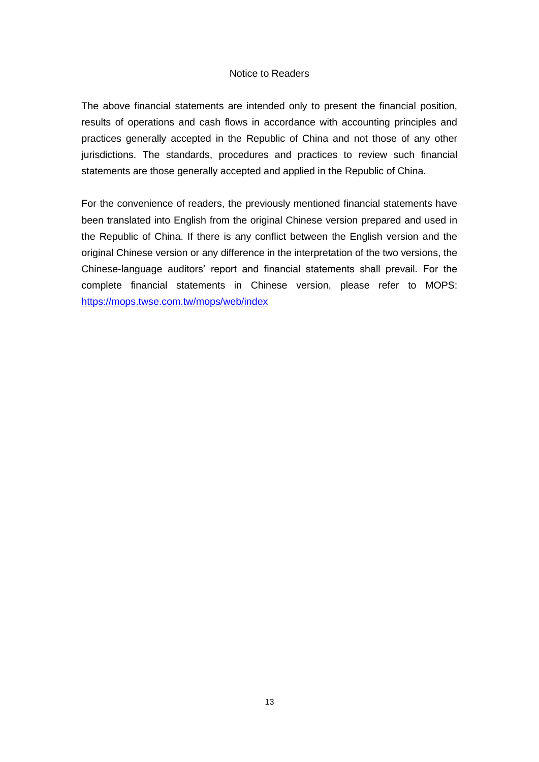## Notice to Readers

The above financial statements are intended only to present the financial position, results of operations and cash flows in accordance with accounting principles and practices generally accepted in the Republic of China and not those of any other jurisdictions. The standards, procedures and practices to review such financial statements are those generally accepted and applied in the Republic of China.

For the convenience of readers, the previously mentioned financial statements have been translated into English from the original Chinese version prepared and used in the Republic of China. If there is any conflict between the English version and the original Chinese version or any difference in the interpretation of the two versions, the Chinese-language auditors' report and financial statements shall prevail. For the complete financial statements in Chinese version, please refer to MOPS: https://mops.twse.com.tw/mops/web/index